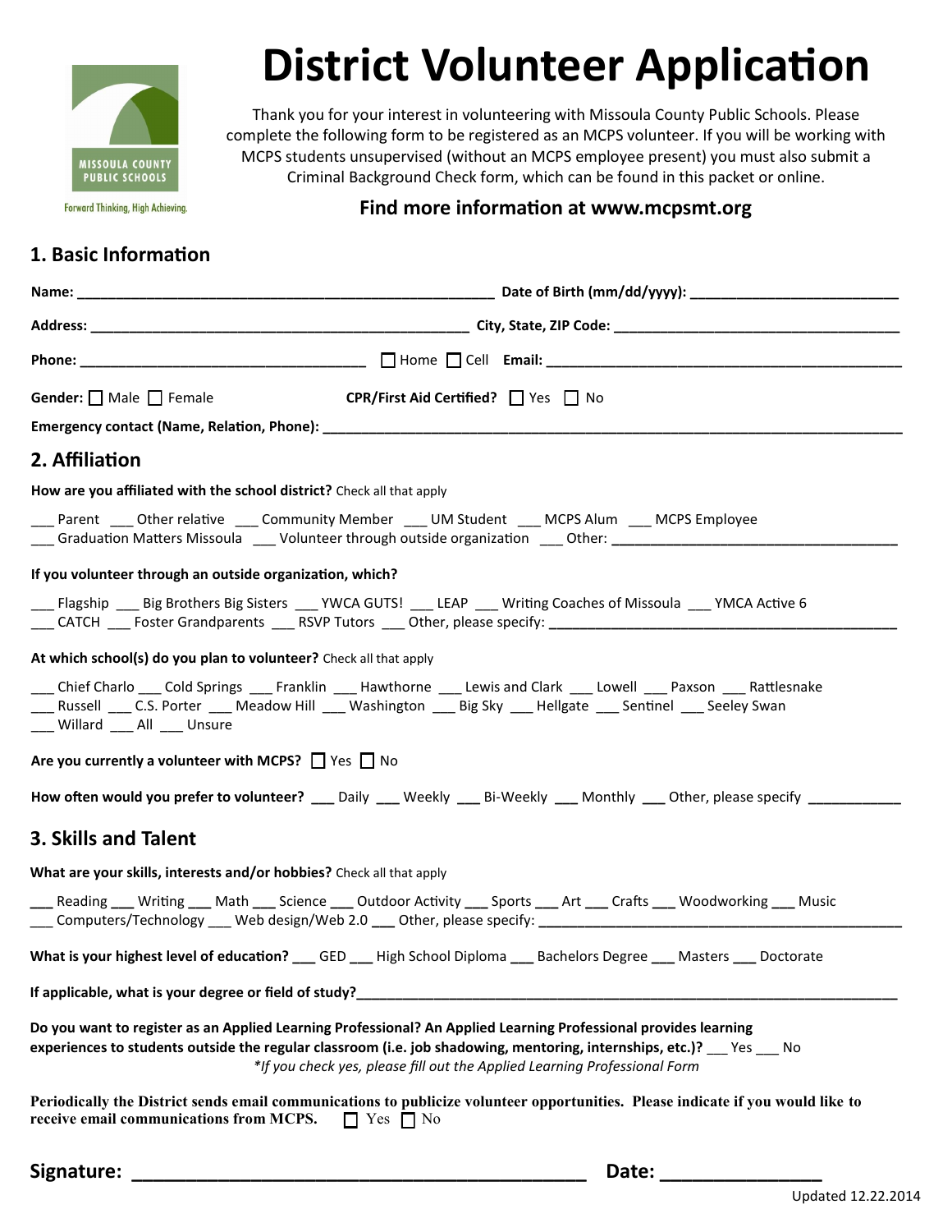Missoula County Public Schools

Forward Thinking, High Achieving.

# District Volunteer Application

Thank you for your interest in volunteering with Missoula County Public Schools. Please complete the following form to be registered as an MCPS volunteer. If you will be working with MCPS students unsupervised (without an MCPS employee present) you must also submit a Criminal Background Check form, which can be found in this packet or online.

**Find more information at www.mcpsmt.org**

## 1. Basic Information

**Name:** ______________________________ **Date of Birth (mm/dd/yyyy):** ______________________

**Address:** ______________________________ **City, State, ZIP Code:** ______________________

**Phone:** ______________________ ☐ Home ☐ Cell **Email:** ______________________________

**Gender:** ☐ Male ☐ Female **CPR/First Aid Certified?** ☐ Yes ☐ No

**Emergency contact (Name, Relation, Phone):** ______________________________________________

## 2. Affiliation

**How are you affiliated with the school district?** Check all that apply

___ Parent ___ Other relative ___ Community Member ___ UM Student ___ MCPS Alum ___ MCPS Employee
___ Graduation Matters Missoula ___ Volunteer through outside organization ___ Other: ______________________

**If you volunteer through an outside organization, which?**

___ Flagship ___ Big Brothers Big Sisters ___ YWCA GUTS! ___ LEAP ___ Writing Coaches of Missoula ___ YMCA Active 6
___ CATCH ___ Foster Grandparents ___ RSVP Tutors ___ Other, please specify: ______________________

**At which school(s) do you plan to volunteer?** Check all that apply

___ Chief Charlo ___ Cold Springs ___ Franklin ___ Hawthorne ___ Lewis and Clark ___ Lowell ___ Paxson ___ Rattlesnake
___ Russell ___ C.S. Porter ___ Meadow Hill ___ Washington ___ Big Sky ___ Hellgate ___ Sentinel ___ Seeley Swan
___ Willard ___ All ___ Unsure

**Are you currently a volunteer with MCPS?** ☐ Yes ☐ No

**How often would you prefer to volunteer?** ___ Daily ___ Weekly ___ Bi-Weekly ___ Monthly ___ Other, please specify ____________

## 3. Skills and Talent

**What are your skills, interests and/or hobbies?** Check all that apply

___ Reading ___ Writing ___ Math ___ Science ___ Outdoor Activity ___ Sports ___ Art ___ Crafts ___ Woodworking ___ Music
___ Computers/Technology ___ Web design/Web 2.0 ___ Other, please specify: ______________________

**What is your highest level of education?** ___ GED ___ High School Diploma ___ Bachelors Degree ___ Masters ___ Doctorate

**If applicable, what is your degree or field of study?** ______________________________________________

**Do you want to register as an Applied Learning Professional? An Applied Learning Professional provides learning experiences to students outside the regular classroom (i.e. job shadowing, mentoring, internships, etc.)?** ___ Yes ___ No

*\*If you check yes, please fill out the Applied Learning Professional Form*

**Periodically the District sends email communications to publicize volunteer opportunities. Please indicate if you would like to receive email communications from MCPS.** ☐ Yes ☐ No

**Signature:** ______________________________ **Date:** ______________

Updated 12.22.2014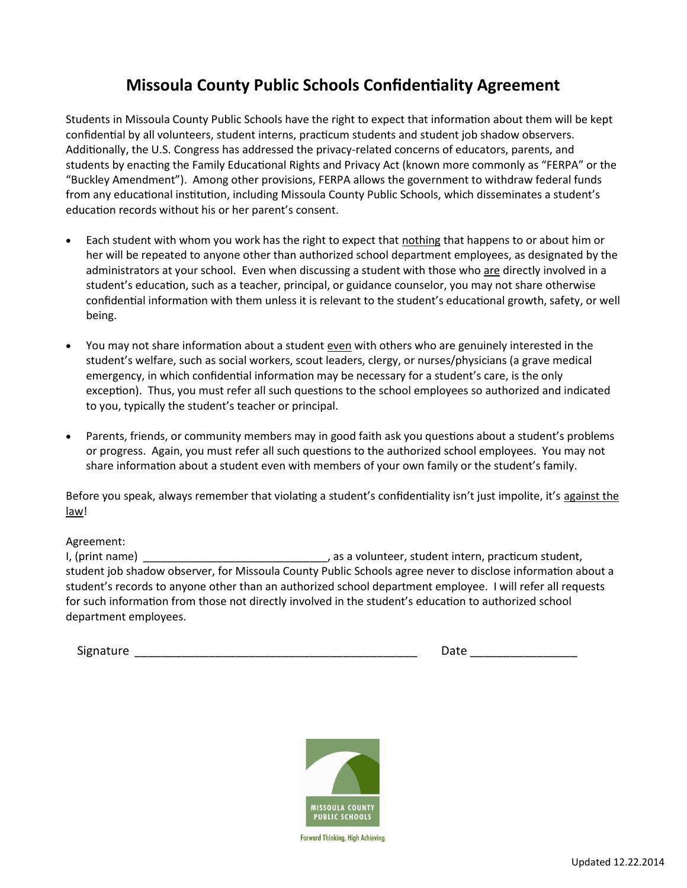# Missoula County Public Schools Confidentiality Agreement

Students in Missoula County Public Schools have the right to expect that information about them will be kept confidential by all volunteers, student interns, practicum students and student job shadow observers. Additionally, the U.S. Congress has addressed the privacy-related concerns of educators, parents, and students by enacting the Family Educational Rights and Privacy Act (known more commonly as "FERPA" or the "Buckley Amendment"). Among other provisions, FERPA allows the government to withdraw federal funds from any educational institution, including Missoula County Public Schools, which disseminates a student's education records without his or her parent's consent.

- Each student with whom you work has the right to expect that <u>nothing</u> that happens to or about him or her will be repeated to anyone other than authorized school department employees, as designated by the administrators at your school. Even when discussing a student with those who <u>are</u> directly involved in a student's education, such as a teacher, principal, or guidance counselor, you may not share otherwise confidential information with them unless it is relevant to the student's educational growth, safety, or well being.

- You may not share information about a student <u>even</u> with others who are genuinely interested in the student's welfare, such as social workers, scout leaders, clergy, or nurses/physicians (a grave medical emergency, in which confidential information may be necessary for a student's care, is the only exception). Thus, you must refer all such questions to the school employees so authorized and indicated to you, typically the student's teacher or principal.

- Parents, friends, or community members may in good faith ask you questions about a student's problems or progress. Again, you must refer all such questions to the authorized school employees. You may not share information about a student even with members of your own family or the student's family.

Before you speak, always remember that violating a student's confidentiality isn't just impolite, it's <u>against the law</u>!

Agreement:
I, (print name) ______________________________, as a volunteer, student intern, practicum student, student job shadow observer, for Missoula County Public Schools agree never to disclose information about a student's records to anyone other than an authorized school department employee. I will refer all requests for such information from those not directly involved in the student's education to authorized school department employees.

Signature ____________________________________________ Date ________________

MISSOULA COUNTY PUBLIC SCHOOLS

Forward Thinking, High Achieving.

Updated 12.22.2014